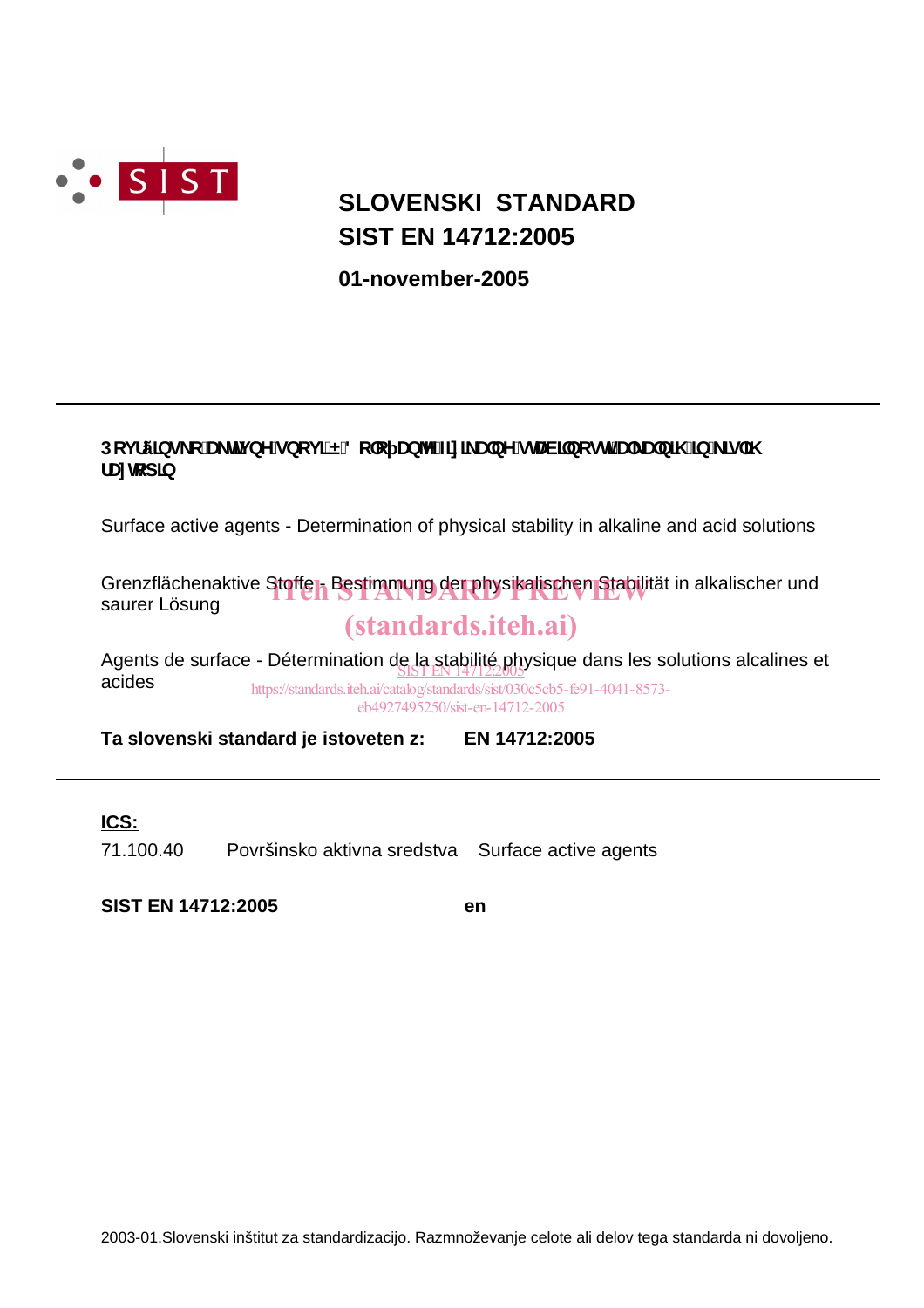# SLOVENSKI STANDARD
# SIST EN 14712:2005

**01-november-2005**

---

**3RYUãLQVNRDNWLYQHVQRYL±'RORþDQMHIL]LNDOQHVWDELOQRVWLYDONDOQLKLQNLVOLK UD]WRSLQ**

Surface active agents - Determination of physical stability in alkaline and acid solutions

Grenzflächenaktive Stoffe - Bestimmung der physikalischen Stabilität in alkalischer und saurer Lösung

Agents de surface - Détermination de la stabilité physique dans les solutions alcalines et acides

**Ta slovenski standard je istoveten z:** **EN 14712:2005**

---

**ICS:**

| | | |
|---|---|---|
| 71.100.40 | Površinsko aktivna sredstva | Surface active agents |

**SIST EN 14712:2005** **en**

2003-01.Slovenski inštitut za standardizacijo. Razmnoževanje celote ali delov tega standarda ni dovoljeno.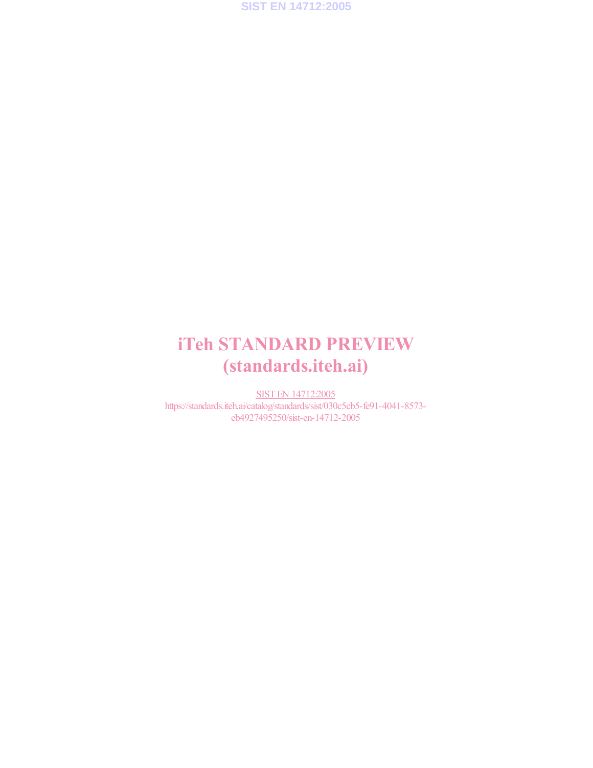# iTeh STANDARD PREVIEW
# (standards.iteh.ai)

SIST EN 14712:2005

https://standards.iteh.ai/catalog/standards/sist/030c5cb5-fe91-4041-8573-eb4927495250/sist-en-14712-2005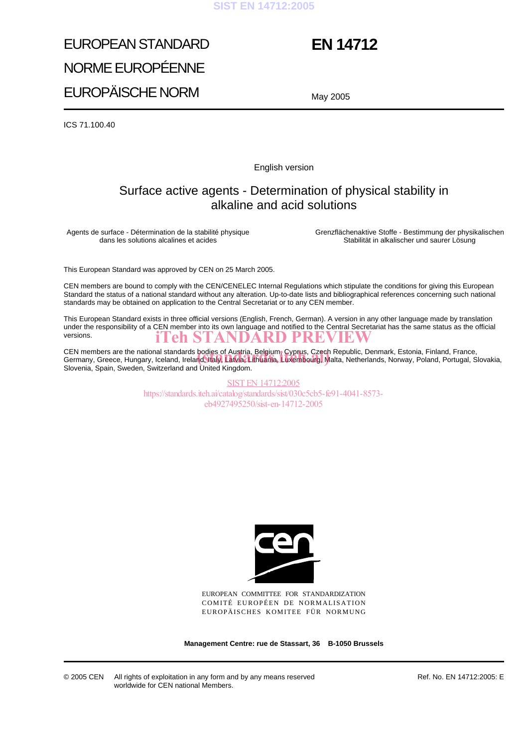# EUROPEAN STANDARD
# NORME EUROPÉENNE
# EUROPÄISCHE NORM

# EN 14712

May 2005

ICS 71.100.40

English version

## Surface active agents - Determination of physical stability in alkaline and acid solutions

Agents de surface - Détermination de la stabilité physique dans les solutions alcalines et acides

Grenzflächenaktive Stoffe - Bestimmung der physikalischen Stabilität in alkalischer und saurer Lösung

This European Standard was approved by CEN on 25 March 2005.

CEN members are bound to comply with the CEN/CENELEC Internal Regulations which stipulate the conditions for giving this European Standard the status of a national standard without any alteration. Up-to-date lists and bibliographical references concerning such national standards may be obtained on application to the Central Secretariat or to any CEN member.

This European Standard exists in three official versions (English, French, German). A version in any other language made by translation under the responsibility of a CEN member into its own language and notified to the Central Secretariat has the same status as the official versions.

CEN members are the national standards bodies of Austria, Belgium, Cyprus, Czech Republic, Denmark, Estonia, Finland, France, Germany, Greece, Hungary, Iceland, Ireland, Italy, Latvia, Lithuania, Luxembourg, Malta, Netherlands, Norway, Poland, Portugal, Slovakia, Slovenia, Spain, Sweden, Switzerland and United Kingdom.

EUROPEAN COMMITTEE FOR STANDARDIZATION
COMITÉ EUROPÉEN DE NORMALISATION
EUROPÄISCHES KOMITEE FÜR NORMUNG

**Management Centre: rue de Stassart, 36 B-1050 Brussels**

© 2005 CEN All rights of exploitation in any form and by any means reserved worldwide for CEN national Members.

Ref. No. EN 14712:2005: E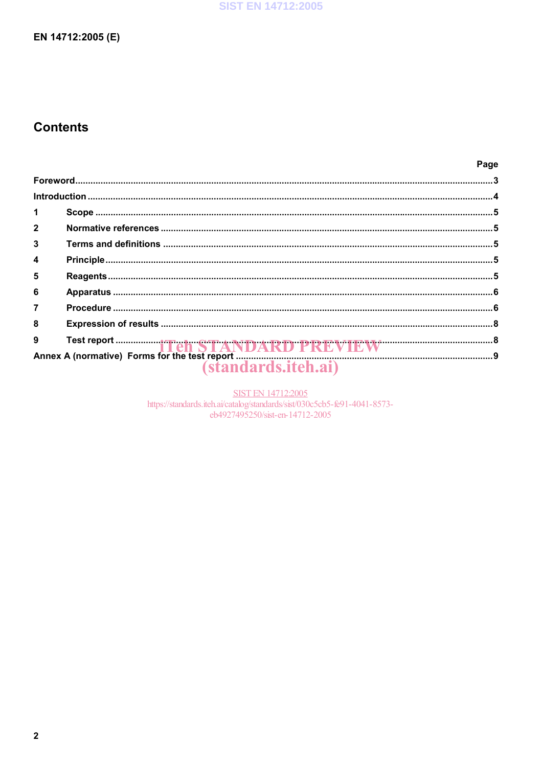# Contents

| | Page |
|---|---|
| Foreword | 3 |
| Introduction | 4 |
| 1 Scope | 5 |
| 2 Normative references | 5 |
| 3 Terms and definitions | 5 |
| 4 Principle | 5 |
| 5 Reagents | 5 |
| 6 Apparatus | 6 |
| 7 Procedure | 6 |
| 8 Expression of results | 8 |
| 9 Test report | 8 |
| Annex A (normative) Forms for the test report | 9 |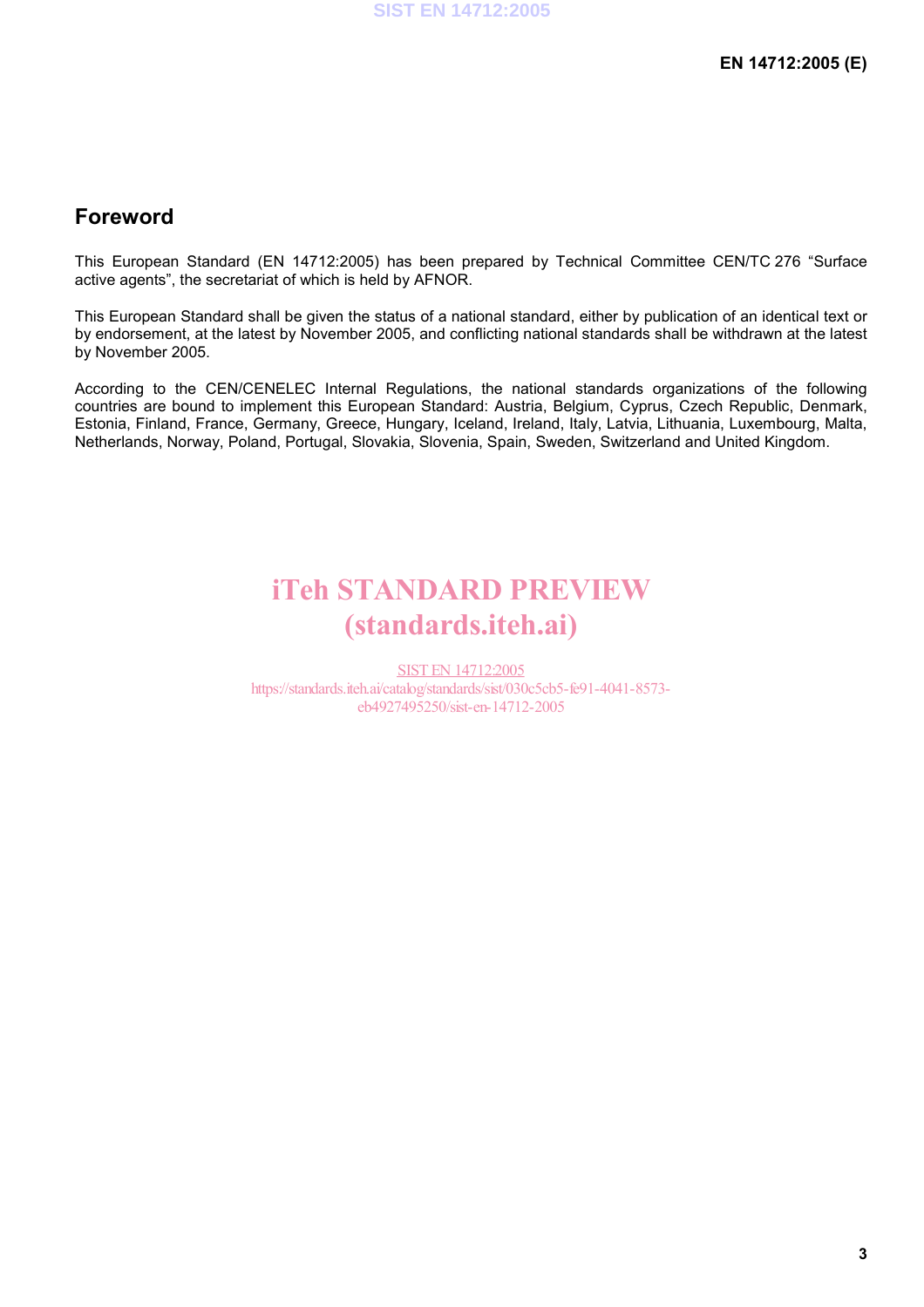## Foreword

This European Standard (EN 14712:2005) has been prepared by Technical Committee CEN/TC 276 “Surface active agents”, the secretariat of which is held by AFNOR.

This European Standard shall be given the status of a national standard, either by publication of an identical text or by endorsement, at the latest by November 2005, and conflicting national standards shall be withdrawn at the latest by November 2005.

According to the CEN/CENELEC Internal Regulations, the national standards organizations of the following countries are bound to implement this European Standard: Austria, Belgium, Cyprus, Czech Republic, Denmark, Estonia, Finland, France, Germany, Greece, Hungary, Iceland, Ireland, Italy, Latvia, Lithuania, Luxembourg, Malta, Netherlands, Norway, Poland, Portugal, Slovakia, Slovenia, Spain, Sweden, Switzerland and United Kingdom.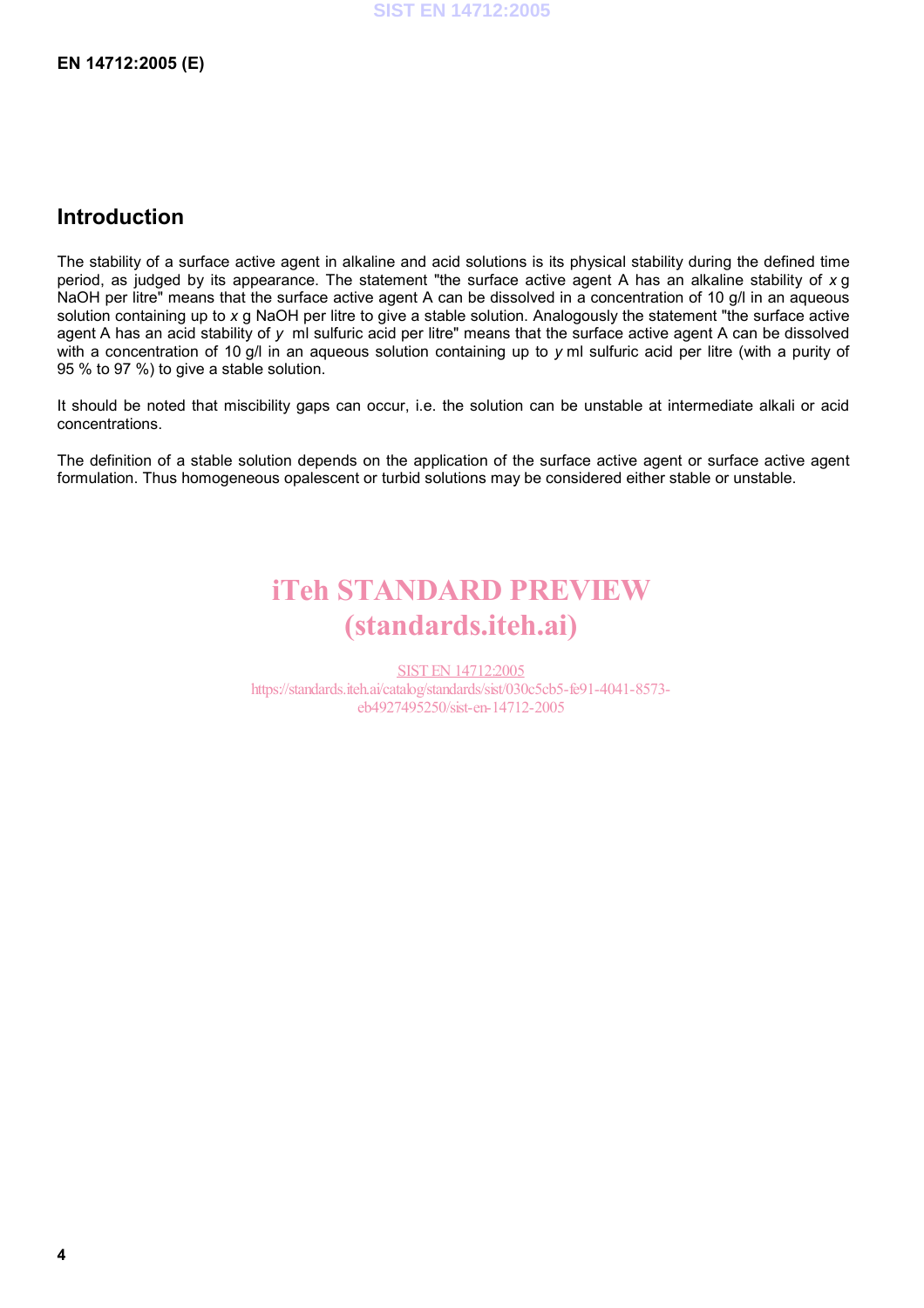## Introduction

The stability of a surface active agent in alkaline and acid solutions is its physical stability during the defined time period, as judged by its appearance. The statement "the surface active agent A has an alkaline stability of $x$ g NaOH per litre" means that the surface active agent A can be dissolved in a concentration of 10 g/l in an aqueous solution containing up to $x$ g NaOH per litre to give a stable solution. Analogously the statement "the surface active agent A has an acid stability of $y$ ml sulfuric acid per litre" means that the surface active agent A can be dissolved with a concentration of 10 g/l in an aqueous solution containing up to $y$ ml sulfuric acid per litre (with a purity of 95 % to 97 %) to give a stable solution.

It should be noted that miscibility gaps can occur, i.e. the solution can be unstable at intermediate alkali or acid concentrations.

The definition of a stable solution depends on the application of the surface active agent or surface active agent formulation. Thus homogeneous opalescent or turbid solutions may be considered either stable or unstable.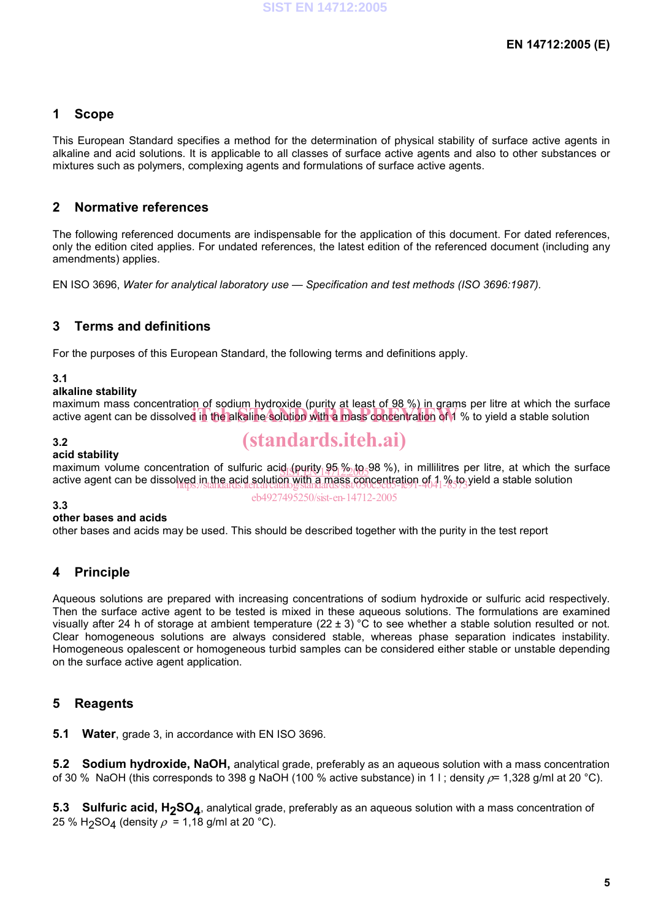## 1 Scope

This European Standard specifies a method for the determination of physical stability of surface active agents in alkaline and acid solutions. It is applicable to all classes of surface active agents and also to other substances or mixtures such as polymers, complexing agents and formulations of surface active agents.

## 2 Normative references

The following referenced documents are indispensable for the application of this document. For dated references, only the edition cited applies. For undated references, the latest edition of the referenced document (including any amendments) applies.

EN ISO 3696, *Water for analytical laboratory use — Specification and test methods (ISO 3696:1987).*

## 3 Terms and definitions

For the purposes of this European Standard, the following terms and definitions apply.

**3.1**
**alkaline stability**
maximum mass concentration of sodium hydroxide (purity at least of 98 %) in grams per litre at which the surface active agent can be dissolved in the alkaline solution with a mass concentration of 1 % to yield a stable solution

**3.2**
**acid stability**
maximum volume concentration of sulfuric acid (purity 95 % to 98 %), in millilitres per litre, at which the surface active agent can be dissolved in the acid solution with a mass concentration of 1 % to yield a stable solution

**3.3**
**other bases and acids**
other bases and acids may be used. This should be described together with the purity in the test report

## 4 Principle

Aqueous solutions are prepared with increasing concentrations of sodium hydroxide or sulfuric acid respectively. Then the surface active agent to be tested is mixed in these aqueous solutions. The formulations are examined visually after 24 h of storage at ambient temperature (22 ± 3) °C to see whether a stable solution resulted or not. Clear homogeneous solutions are always considered stable, whereas phase separation indicates instability. Homogeneous opalescent or homogeneous turbid samples can be considered either stable or unstable depending on the surface active agent application.

## 5 Reagents

**5.1 Water**, grade 3, in accordance with EN ISO 3696.

**5.2 Sodium hydroxide, NaOH,** analytical grade, preferably as an aqueous solution with a mass concentration of 30 % NaOH (this corresponds to 398 g NaOH (100 % active substance) in 1 l ; density $\rho$= 1,328 g/ml at 20 °C).

**5.3 Sulfuric acid, $H_2SO_4$**, analytical grade, preferably as an aqueous solution with a mass concentration of 25 % $H_2SO_4$ (density $\rho$ = 1,18 g/ml at 20 °C).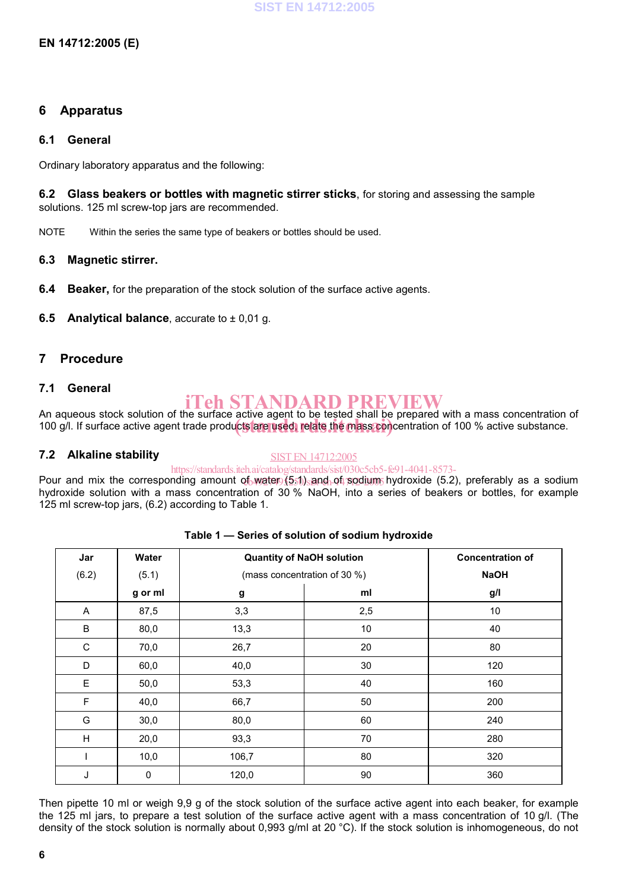## 6 Apparatus

### 6.1 General

Ordinary laboratory apparatus and the following:

**6.2 Glass beakers or bottles with magnetic stirrer sticks**, for storing and assessing the sample solutions. 125 ml screw-top jars are recommended.

NOTE Within the series the same type of beakers or bottles should be used.

**6.3 Magnetic stirrer.**

**6.4 Beaker,** for the preparation of the stock solution of the surface active agents.

**6.5 Analytical balance**, accurate to ± 0,01 g.

## 7 Procedure

### 7.1 General

An aqueous stock solution of the surface active agent to be tested shall be prepared with a mass concentration of 100 g/l. If surface active agent trade products are used, relate the mass concentration of 100 % active substance.

### 7.2 Alkaline stability

Pour and mix the corresponding amount of water (5.1) and of sodium hydroxide (5.2), preferably as a sodium hydroxide solution with a mass concentration of 30 % NaOH, into a series of beakers or bottles, for example 125 ml screw-top jars, (6.2) according to Table 1.

**Table 1 — Series of solution of sodium hydroxide**

| Jar (6.2) | Water (5.1) g or ml | Quantity of NaOH solution (mass concentration of 30 %) | | Concentration of NaOH g/l |
|---|---|---|---|---|
| | | g | ml | |
| A | 87,5 | 3,3 | 2,5 | 10 |
| B | 80,0 | 13,3 | 10 | 40 |
| C | 70,0 | 26,7 | 20 | 80 |
| D | 60,0 | 40,0 | 30 | 120 |
| E | 50,0 | 53,3 | 40 | 160 |
| F | 40,0 | 66,7 | 50 | 200 |
| G | 30,0 | 80,0 | 60 | 240 |
| H | 20,0 | 93,3 | 70 | 280 |
| I | 10,0 | 106,7 | 80 | 320 |
| J | 0 | 120,0 | 90 | 360 |

Then pipette 10 ml or weigh 9,9 g of the stock solution of the surface active agent into each beaker, for example the 125 ml jars, to prepare a test solution of the surface active agent with a mass concentration of 10 g/l. (The density of the stock solution is normally about 0,993 g/ml at 20 °C). If the stock solution is inhomogeneous, do not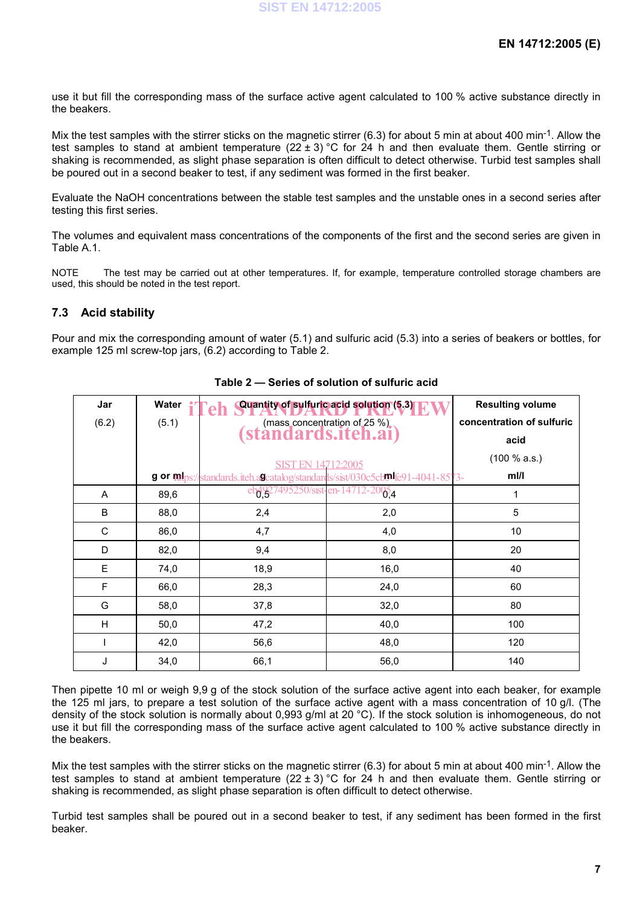use it but fill the corresponding mass of the surface active agent calculated to 100 % active substance directly in the beakers.

Mix the test samples with the stirrer sticks on the magnetic stirrer (6.3) for about 5 min at about 400 $min^{-1}$. Allow the test samples to stand at ambient temperature (22 ± 3) °C for 24 h and then evaluate them. Gentle stirring or shaking is recommended, as slight phase separation is often difficult to detect otherwise. Turbid test samples shall be poured out in a second beaker to test, if any sediment was formed in the first beaker.

Evaluate the NaOH concentrations between the stable test samples and the unstable ones in a second series after testing this first series.

The volumes and equivalent mass concentrations of the components of the first and the second series are given in Table A.1.

NOTE The test may be carried out at other temperatures. If, for example, temperature controlled storage chambers are used, this should be noted in the test report.

### 7.3 Acid stability

Pour and mix the corresponding amount of water (5.1) and sulfuric acid (5.3) into a series of beakers or bottles, for example 125 ml screw-top jars, (6.2) according to Table 2.

**Table 2 — Series of solution of sulfuric acid**

| Jar (6.2) | Water (5.1) g or ml | Quantity of sulfuric acid solution (5.3) (mass concentration of 25 %) g | ml | Resulting volume concentration of sulfuric acid (100 % a.s.) ml/l |
|---|---|---|---|---|
| A | 89,6 | 0,5 | 0,4 | 1 |
| B | 88,0 | 2,4 | 2,0 | 5 |
| C | 86,0 | 4,7 | 4,0 | 10 |
| D | 82,0 | 9,4 | 8,0 | 20 |
| E | 74,0 | 18,9 | 16,0 | 40 |
| F | 66,0 | 28,3 | 24,0 | 60 |
| G | 58,0 | 37,8 | 32,0 | 80 |
| H | 50,0 | 47,2 | 40,0 | 100 |
| I | 42,0 | 56,6 | 48,0 | 120 |
| J | 34,0 | 66,1 | 56,0 | 140 |

Then pipette 10 ml or weigh 9,9 g of the stock solution of the surface active agent into each beaker, for example the 125 ml jars, to prepare a test solution of the surface active agent with a mass concentration of 10 g/l. (The density of the stock solution is normally about 0,993 g/ml at 20 °C). If the stock solution is inhomogeneous, do not use it but fill the corresponding mass of the surface active agent calculated to 100 % active substance directly in the beakers.

Mix the test samples with the stirrer sticks on the magnetic stirrer (6.3) for about 5 min at about 400 $min^{-1}$. Allow the test samples to stand at ambient temperature (22 ± 3) °C for 24 h and then evaluate them. Gentle stirring or shaking is recommended, as slight phase separation is often difficult to detect otherwise.

Turbid test samples shall be poured out in a second beaker to test, if any sediment has been formed in the first beaker.